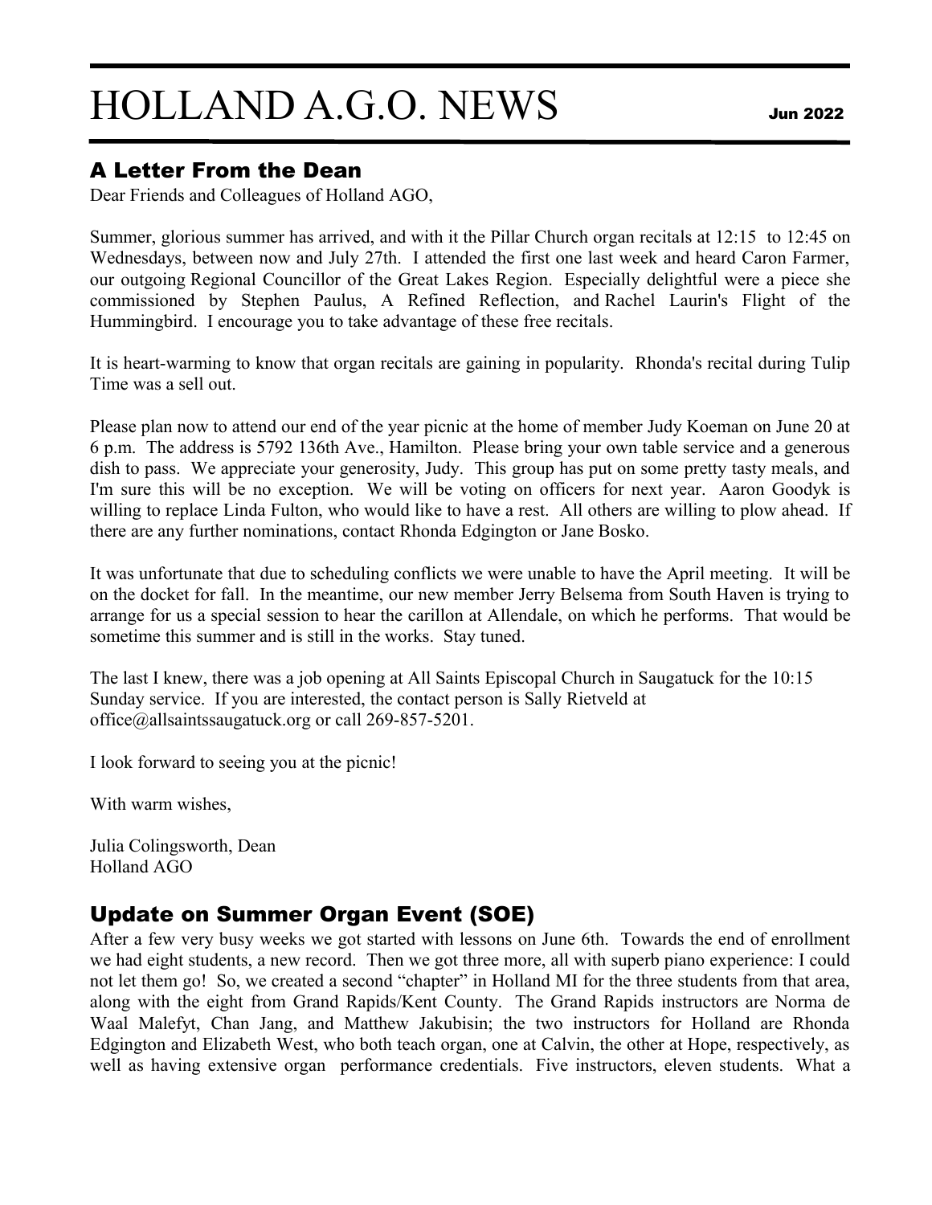# HOLLAND A.G.O. NEWS

**Jun 2022**

## A Letter From the Dean

Dear Friends and Colleagues of Holland AGO,

Summer, glorious summer has arrived, and with it the Pillar Church organ recitals at 12:15 to 12:45 on Wednesdays, between now and July 27th. I attended the first one last week and heard Caron Farmer, our outgoing Regional Councillor of the Great Lakes Region. Especially delightful were a piece she commissioned by Stephen Paulus, A Refined Reflection, and Rachel Laurin's Flight of the Hummingbird. I encourage you to take advantage of these free recitals.

It is heart-warming to know that organ recitals are gaining in popularity. Rhonda's recital during Tulip Time was a sell out.

Please plan now to attend our end of the year picnic at the home of member Judy Koeman on June 20 at 6 p.m. The address is 5792 136th Ave., Hamilton. Please bring your own table service and a generous dish to pass. We appreciate your generosity, Judy. This group has put on some pretty tasty meals, and I'm sure this will be no exception. We will be voting on officers for next year. Aaron Goodyk is willing to replace Linda Fulton, who would like to have a rest. All others are willing to plow ahead. If there are any further nominations, contact Rhonda Edgington or Jane Bosko.

It was unfortunate that due to scheduling conflicts we were unable to have the April meeting. It will be on the docket for fall. In the meantime, our new member Jerry Belsema from South Haven is trying to arrange for us a special session to hear the carillon at Allendale, on which he performs. That would be sometime this summer and is still in the works. Stay tuned.

The last I knew, there was a job opening at All Saints Episcopal Church in Saugatuck for the 10:15 Sunday service. If you are interested, the contact person is Sally Rietveld at office@allsaintssaugatuck.org or call 269-857-5201.

I look forward to seeing you at the picnic!

With warm wishes,

Julia Colingsworth, Dean
Holland AGO

## Update on Summer Organ Event (SOE)

After a few very busy weeks we got started with lessons on June 6th. Towards the end of enrollment we had eight students, a new record. Then we got three more, all with superb piano experience: I could not let them go! So, we created a second "chapter" in Holland MI for the three students from that area, along with the eight from Grand Rapids/Kent County. The Grand Rapids instructors are Norma de Waal Malefyt, Chan Jang, and Matthew Jakubisin; the two instructors for Holland are Rhonda Edgington and Elizabeth West, who both teach organ, one at Calvin, the other at Hope, respectively, as well as having extensive organ performance credentials. Five instructors, eleven students. What a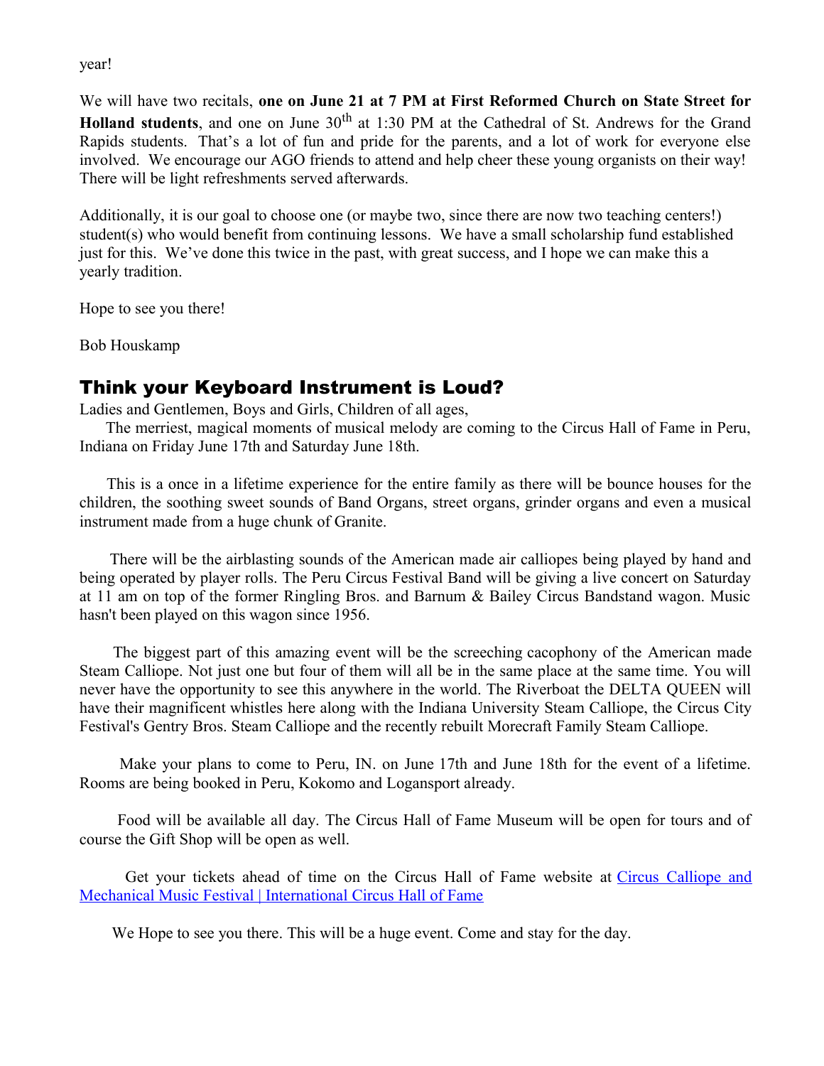year!

We will have two recitals, **one on June 21 at 7 PM at First Reformed Church on State Street for Holland students**, and one on June 30th at 1:30 PM at the Cathedral of St. Andrews for the Grand Rapids students. That's a lot of fun and pride for the parents, and a lot of work for everyone else involved. We encourage our AGO friends to attend and help cheer these young organists on their way! There will be light refreshments served afterwards.

Additionally, it is our goal to choose one (or maybe two, since there are now two teaching centers!) student(s) who would benefit from continuing lessons. We have a small scholarship fund established just for this. We've done this twice in the past, with great success, and I hope we can make this a yearly tradition.

Hope to see you there!

Bob Houskamp

## Think your Keyboard Instrument is Loud?

Ladies and Gentlemen, Boys and Girls, Children of all ages,

The merriest, magical moments of musical melody are coming to the Circus Hall of Fame in Peru, Indiana on Friday June 17th and Saturday June 18th.

This is a once in a lifetime experience for the entire family as there will be bounce houses for the children, the soothing sweet sounds of Band Organs, street organs, grinder organs and even a musical instrument made from a huge chunk of Granite.

There will be the airblasting sounds of the American made air calliopes being played by hand and being operated by player rolls. The Peru Circus Festival Band will be giving a live concert on Saturday at 11 am on top of the former Ringling Bros. and Barnum & Bailey Circus Bandstand wagon. Music hasn't been played on this wagon since 1956.

The biggest part of this amazing event will be the screeching cacophony of the American made Steam Calliope. Not just one but four of them will all be in the same place at the same time. You will never have the opportunity to see this anywhere in the world. The Riverboat the DELTA QUEEN will have their magnificent whistles here along with the Indiana University Steam Calliope, the Circus City Festival's Gentry Bros. Steam Calliope and the recently rebuilt Morecraft Family Steam Calliope.

Make your plans to come to Peru, IN. on June 17th and June 18th for the event of a lifetime. Rooms are being booked in Peru, Kokomo and Logansport already.

Food will be available all day. The Circus Hall of Fame Museum will be open for tours and of course the Gift Shop will be open as well.

Get your tickets ahead of time on the Circus Hall of Fame website at Circus Calliope and Mechanical Music Festival | International Circus Hall of Fame

We Hope to see you there. This will be a huge event. Come and stay for the day.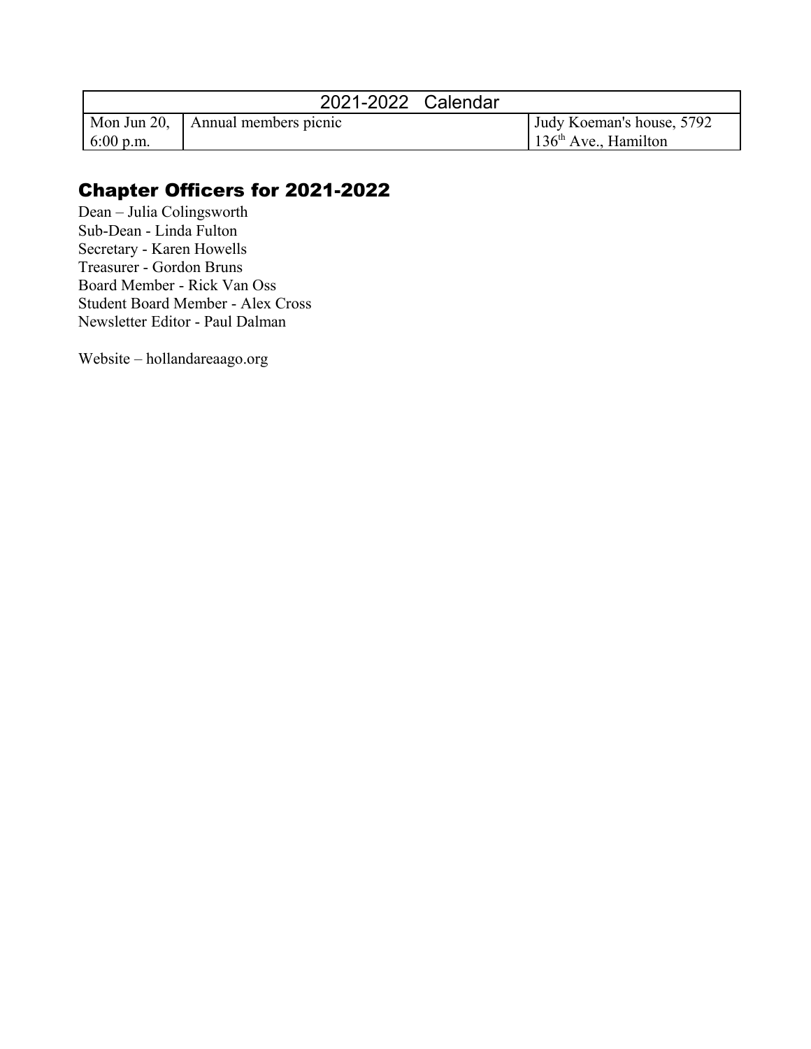| 2021-2022 Calendar | | |
|---|---|---|
| Mon Jun 20, 6:00 p.m. | Annual members picnic | Judy Koeman's house, 5792 136th Ave., Hamilton |

## Chapter Officers for 2021-2022

Dean – Julia Colingsworth
Sub-Dean - Linda Fulton
Secretary - Karen Howells
Treasurer - Gordon Bruns
Board Member - Rick Van Oss
Student Board Member - Alex Cross
Newsletter Editor - Paul Dalman

Website – hollandareaago.org